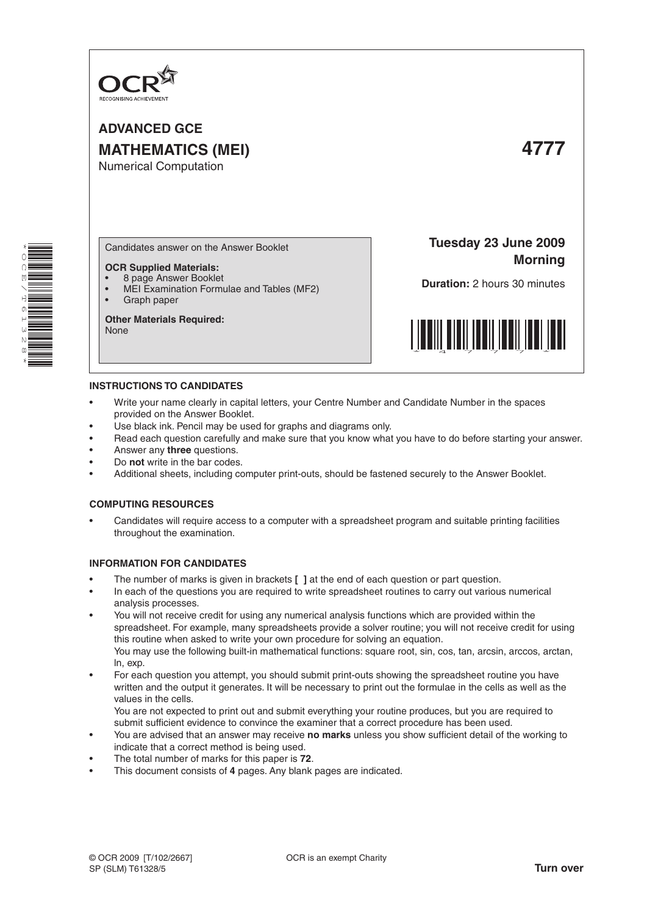OCR
RECOGNISING ACHIEVEMENT

# ADVANCED GCE
# MATHEMATICS (MEI) 4777
Numerical Computation

Candidates answer on the Answer Booklet

**OCR Supplied Materials:**
- 8 page Answer Booklet
- MEI Examination Formulae and Tables (MF2)
- Graph paper

**Other Materials Required:**
None

**Tuesday 23 June 2009**
**Morning**

**Duration:** 2 hours 30 minutes

## INSTRUCTIONS TO CANDIDATES

- Write your name clearly in capital letters, your Centre Number and Candidate Number in the spaces provided on the Answer Booklet.
- Use black ink. Pencil may be used for graphs and diagrams only.
- Read each question carefully and make sure that you know what you have to do before starting your answer.
- Answer any **three** questions.
- Do **not** write in the bar codes.
- Additional sheets, including computer print-outs, should be fastened securely to the Answer Booklet.

## COMPUTING RESOURCES

- Candidates will require access to a computer with a spreadsheet program and suitable printing facilities throughout the examination.

## INFORMATION FOR CANDIDATES

- The number of marks is given in brackets **[ ]** at the end of each question or part question.
- In each of the questions you are required to write spreadsheet routines to carry out various numerical analysis processes.
- You will not receive credit for using any numerical analysis functions which are provided within the spreadsheet. For example, many spreadsheets provide a solver routine; you will not receive credit for using this routine when asked to write your own procedure for solving an equation.
  You may use the following built-in mathematical functions: square root, sin, cos, tan, arcsin, arccos, arctan, ln, exp.
- For each question you attempt, you should submit print-outs showing the spreadsheet routine you have written and the output it generates. It will be necessary to print out the formulae in the cells as well as the values in the cells.
  You are not expected to print out and submit everything your routine produces, but you are required to submit sufficient evidence to convince the examiner that a correct procedure has been used.
- You are advised that an answer may receive **no marks** unless you show sufficient detail of the working to indicate that a correct method is being used.
- The total number of marks for this paper is **72**.
- This document consists of **4** pages. Any blank pages are indicated.

© OCR 2009 [T/102/2667] OCR is an exempt Charity
SP (SLM) T61328/5 **Turn over**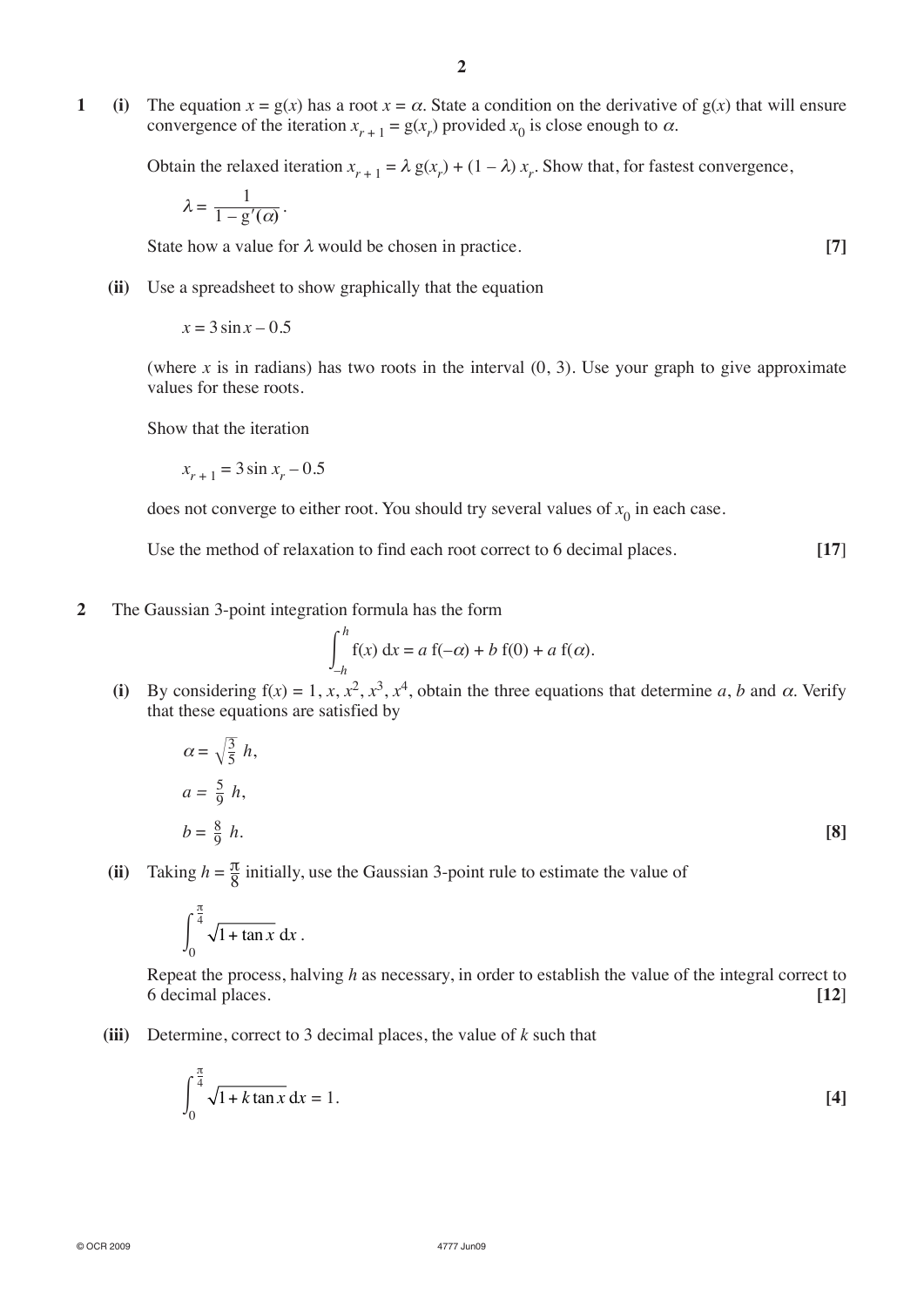**1** **(i)** The equation $x = \mathrm{g}(x)$ has a root $x = \alpha$. State a condition on the derivative of $\mathrm{g}(x)$ that will ensure convergence of the iteration $x_{r+1} = \mathrm{g}(x_r)$ provided $x_0$ is close enough to $\alpha$.

Obtain the relaxed iteration $x_{r+1} = \lambda\, \mathrm{g}(x_r) + (1 - \lambda)\, x_r$. Show that, for fastest convergence,

$$\lambda = \frac{1}{1 - \mathrm{g}'(\alpha)}.$$

State how a value for $\lambda$ would be chosen in practice. **[7]**

**(ii)** Use a spreadsheet to show graphically that the equation

$$x = 3\sin x - 0.5$$

(where $x$ is in radians) has two roots in the interval $(0, 3)$. Use your graph to give approximate values for these roots.

Show that the iteration

$$x_{r+1} = 3\sin x_r - 0.5$$

does not converge to either root. You should try several values of $x_0$ in each case.

Use the method of relaxation to find each root correct to 6 decimal places. **[17]**

**2** The Gaussian 3-point integration formula has the form

$$\int_{-h}^{h} \mathrm{f}(x)\,\mathrm{d}x = a\,\mathrm{f}(-\alpha) + b\,\mathrm{f}(0) + a\,\mathrm{f}(\alpha).$$

**(i)** By considering $\mathrm{f}(x) = 1, x, x^2, x^3, x^4$, obtain the three equations that determine $a$, $b$ and $\alpha$. Verify that these equations are satisfied by

$$\alpha = \sqrt{\tfrac{3}{5}}\ h,$$

$$a = \tfrac{5}{9}\ h,$$

$$b = \tfrac{8}{9}\ h.$$ **[8]**

**(ii)** Taking $h = \frac{\pi}{8}$ initially, use the Gaussian 3-point rule to estimate the value of

$$\int_{0}^{\frac{\pi}{4}} \sqrt{1 + \tan x}\,\mathrm{d}x.$$

Repeat the process, halving $h$ as necessary, in order to establish the value of the integral correct to 6 decimal places. **[12]**

**(iii)** Determine, correct to 3 decimal places, the value of $k$ such that

$$\int_{0}^{\frac{\pi}{4}} \sqrt{1 + k\tan x}\,\mathrm{d}x = 1.$$ **[4]**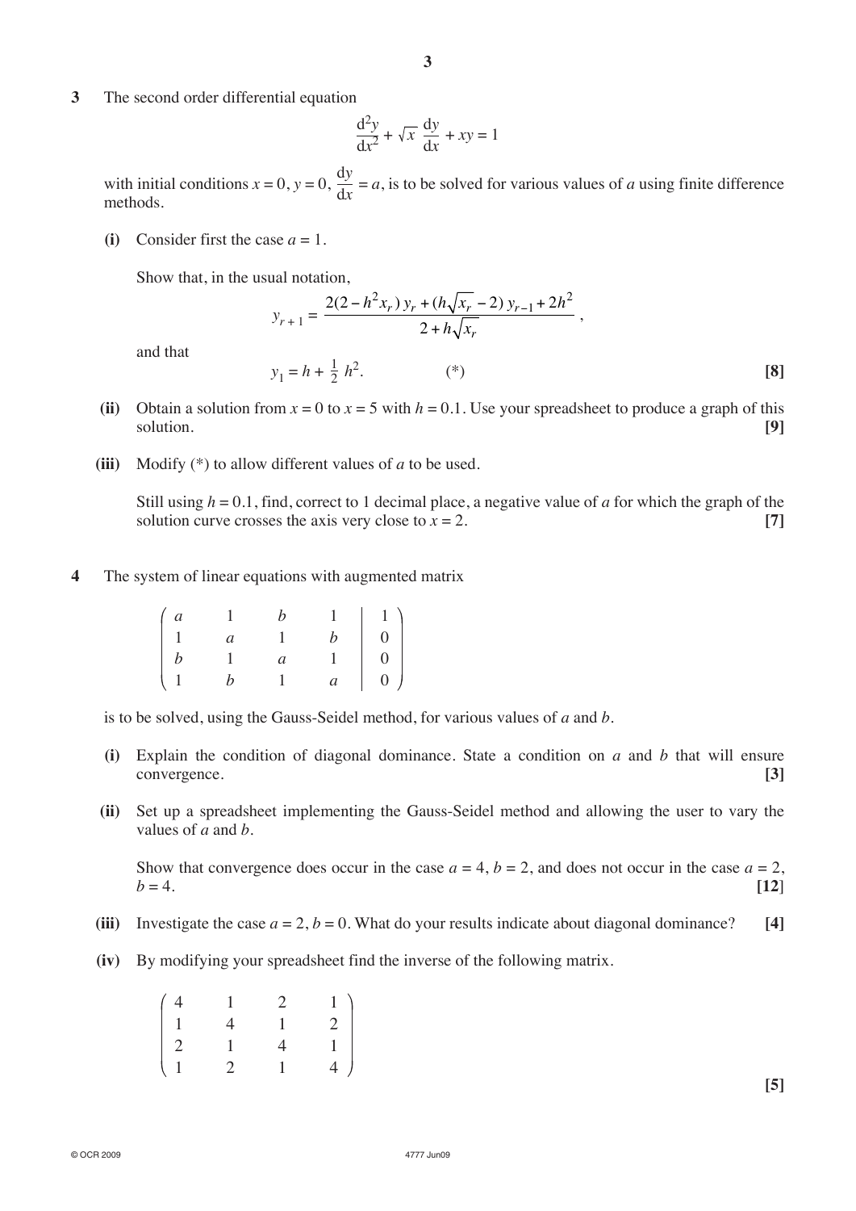**3** The second order differential equation

$$\frac{\mathrm{d}^2y}{\mathrm{d}x^2} + \sqrt{x}\,\frac{\mathrm{d}y}{\mathrm{d}x} + xy = 1$$

with initial conditions $x = 0$, $y = 0$, $\frac{\mathrm{d}y}{\mathrm{d}x} = a$, is to be solved for various values of $a$ using finite difference methods.

**(i)** Consider first the case $a = 1$.

Show that, in the usual notation,

$$y_{r+1} = \frac{2(2 - h^2 x_r)\,y_r + (h\sqrt{x_r} - 2)\,y_{r-1} + 2h^2}{2 + h\sqrt{x_r}},$$

and that

$$y_1 = h + \tfrac{1}{2}h^2. \qquad (*)$$

**[8]**

**(ii)** Obtain a solution from $x = 0$ to $x = 5$ with $h = 0.1$. Use your spreadsheet to produce a graph of this solution. **[9]**

**(iii)** Modify (*) to allow different values of $a$ to be used.

Still using $h = 0.1$, find, correct to 1 decimal place, a negative value of $a$ for which the graph of the solution curve crosses the axis very close to $x = 2$. **[7]**

**4** The system of linear equations with augmented matrix

$$\left(\begin{array}{cccc|c} a & 1 & b & 1 & 1 \\ 1 & a & 1 & b & 0 \\ b & 1 & a & 1 & 0 \\ 1 & b & 1 & a & 0 \end{array}\right)$$

is to be solved, using the Gauss-Seidel method, for various values of $a$ and $b$.

**(i)** Explain the condition of diagonal dominance. State a condition on $a$ and $b$ that will ensure convergence. **[3]**

**(ii)** Set up a spreadsheet implementing the Gauss-Seidel method and allowing the user to vary the values of $a$ and $b$.

Show that convergence does occur in the case $a = 4$, $b = 2$, and does not occur in the case $a = 2$, $b = 4$. **[12]**

**(iii)** Investigate the case $a = 2$, $b = 0$. What do your results indicate about diagonal dominance? **[4]**

**(iv)** By modifying your spreadsheet find the inverse of the following matrix.

$$\begin{pmatrix} 4 & 1 & 2 & 1 \\ 1 & 4 & 1 & 2 \\ 2 & 1 & 4 & 1 \\ 1 & 2 & 1 & 4 \end{pmatrix}$$

**[5]**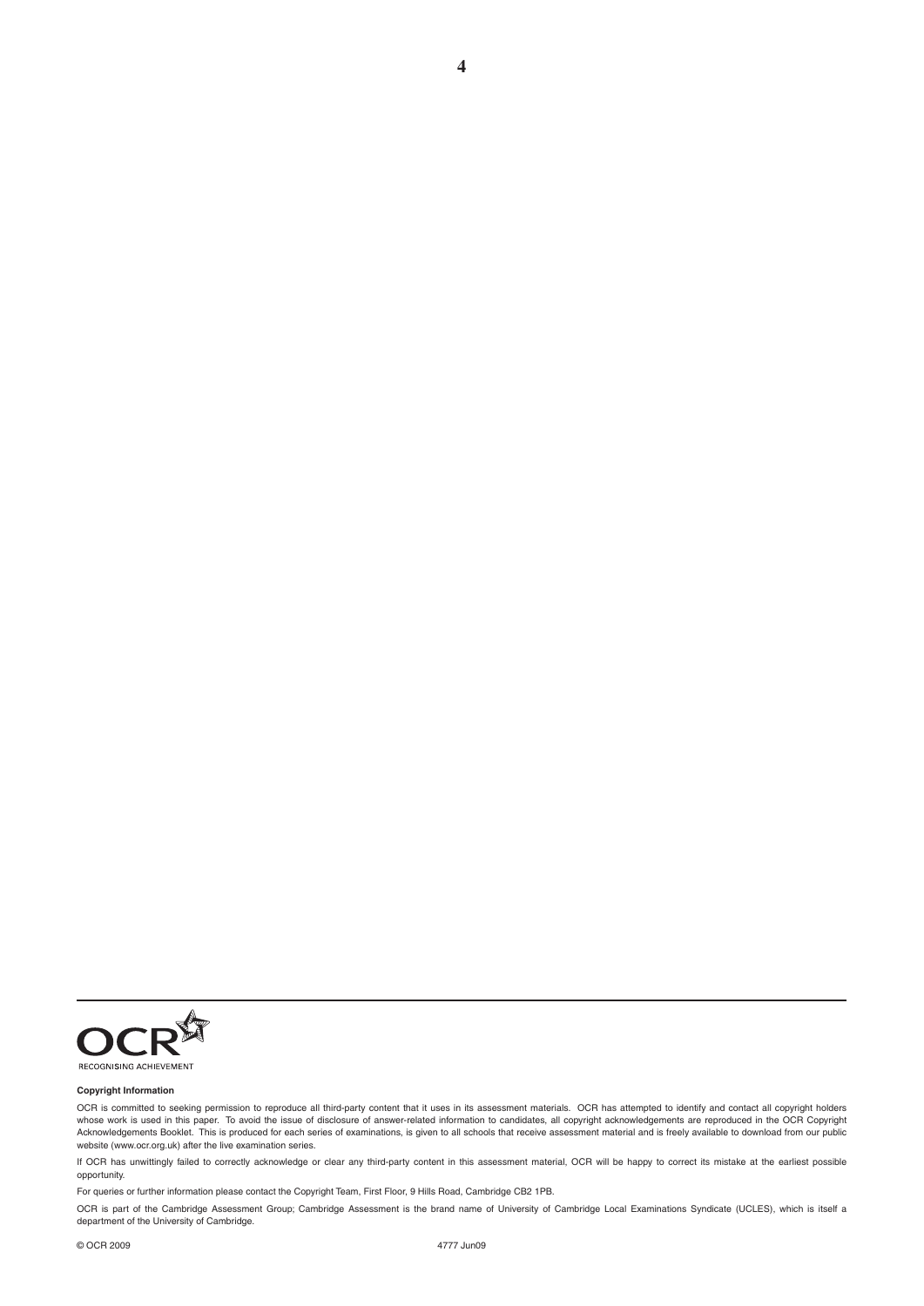RECOGNISING ACHIEVEMENT

**Copyright Information**

OCR is committed to seeking permission to reproduce all third-party content that it uses in its assessment materials. OCR has attempted to identify and contact all copyright holders whose work is used in this paper. To avoid the issue of disclosure of answer-related information to candidates, all copyright acknowledgements are reproduced in the OCR Copyright Acknowledgements Booklet. This is produced for each series of examinations, is given to all schools that receive assessment material and is freely available to download from our public website (www.ocr.org.uk) after the live examination series.

If OCR has unwittingly failed to correctly acknowledge or clear any third-party content in this assessment material, OCR will be happy to correct its mistake at the earliest possible opportunity.

For queries or further information please contact the Copyright Team, First Floor, 9 Hills Road, Cambridge CB2 1PB.

OCR is part of the Cambridge Assessment Group; Cambridge Assessment is the brand name of University of Cambridge Local Examinations Syndicate (UCLES), which is itself a department of the University of Cambridge.

© OCR 2009 4777 Jun09